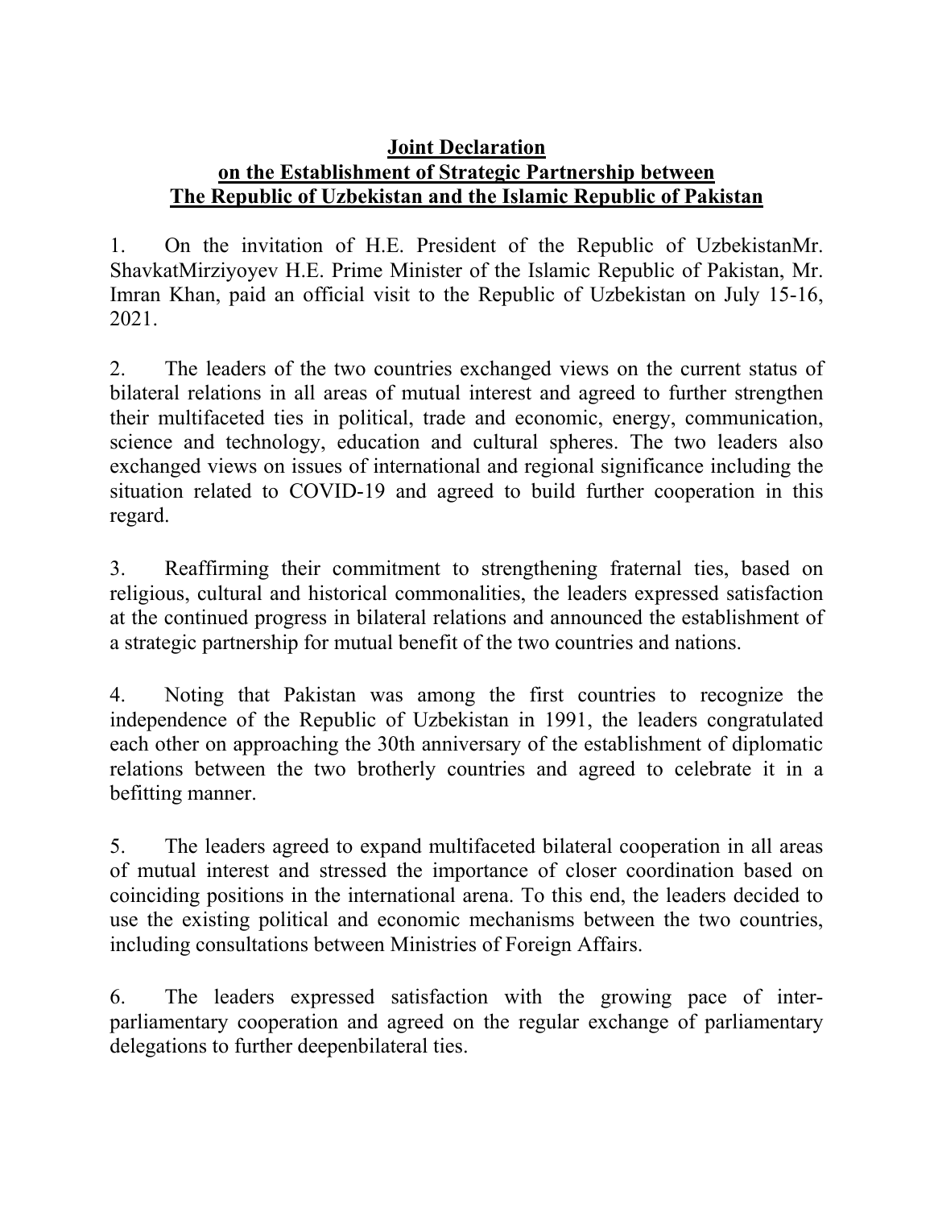**Joint Declaration**
**on the Establishment of Strategic Partnership between**
**The Republic of Uzbekistan and the Islamic Republic of Pakistan**

1. On the invitation of H.E. President of the Republic of UzbekistanMr. ShavkatMirziyoyev H.E. Prime Minister of the Islamic Republic of Pakistan, Mr. Imran Khan, paid an official visit to the Republic of Uzbekistan on July 15-16, 2021.

2. The leaders of the two countries exchanged views on the current status of bilateral relations in all areas of mutual interest and agreed to further strengthen their multifaceted ties in political, trade and economic, energy, communication, science and technology, education and cultural spheres. The two leaders also exchanged views on issues of international and regional significance including the situation related to COVID-19 and agreed to build further cooperation in this regard.

3. Reaffirming their commitment to strengthening fraternal ties, based on religious, cultural and historical commonalities, the leaders expressed satisfaction at the continued progress in bilateral relations and announced the establishment of a strategic partnership for mutual benefit of the two countries and nations.

4. Noting that Pakistan was among the first countries to recognize the independence of the Republic of Uzbekistan in 1991, the leaders congratulated each other on approaching the 30th anniversary of the establishment of diplomatic relations between the two brotherly countries and agreed to celebrate it in a befitting manner.

5. The leaders agreed to expand multifaceted bilateral cooperation in all areas of mutual interest and stressed the importance of closer coordination based on coinciding positions in the international arena. To this end, the leaders decided to use the existing political and economic mechanisms between the two countries, including consultations between Ministries of Foreign Affairs.

6. The leaders expressed satisfaction with the growing pace of inter-parliamentary cooperation and agreed on the regular exchange of parliamentary delegations to further deepenbilateral ties.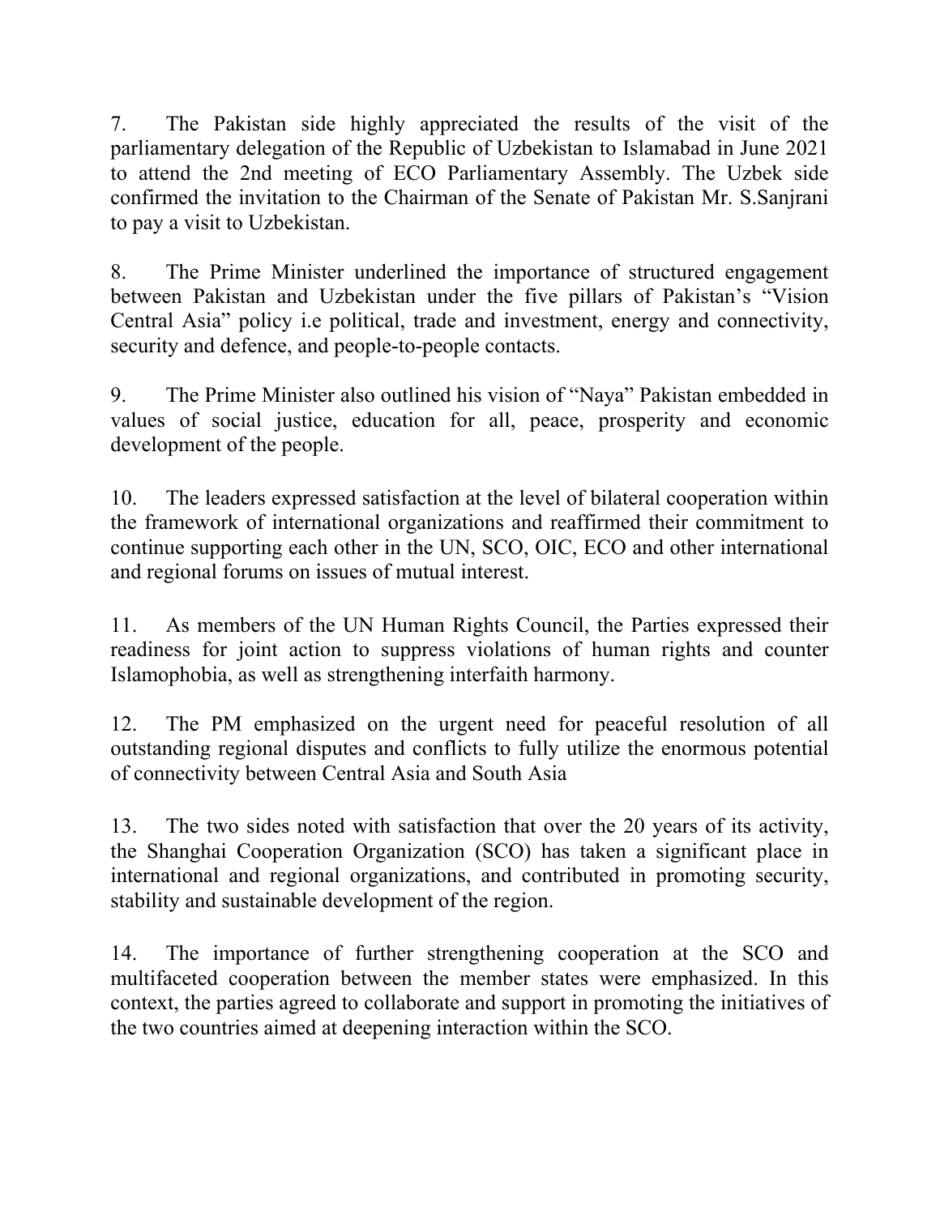7. The Pakistan side highly appreciated the results of the visit of the parliamentary delegation of the Republic of Uzbekistan to Islamabad in June 2021 to attend the 2nd meeting of ECO Parliamentary Assembly. The Uzbek side confirmed the invitation to the Chairman of the Senate of Pakistan Mr. S.Sanjrani to pay a visit to Uzbekistan.

8. The Prime Minister underlined the importance of structured engagement between Pakistan and Uzbekistan under the five pillars of Pakistan's "Vision Central Asia" policy i.e political, trade and investment, energy and connectivity, security and defence, and people-to-people contacts.

9. The Prime Minister also outlined his vision of "Naya" Pakistan embedded in values of social justice, education for all, peace, prosperity and economic development of the people.

10. The leaders expressed satisfaction at the level of bilateral cooperation within the framework of international organizations and reaffirmed their commitment to continue supporting each other in the UN, SCO, OIC, ECO and other international and regional forums on issues of mutual interest.

11. As members of the UN Human Rights Council, the Parties expressed their readiness for joint action to suppress violations of human rights and counter Islamophobia, as well as strengthening interfaith harmony.

12. The PM emphasized on the urgent need for peaceful resolution of all outstanding regional disputes and conflicts to fully utilize the enormous potential of connectivity between Central Asia and South Asia

13. The two sides noted with satisfaction that over the 20 years of its activity, the Shanghai Cooperation Organization (SCO) has taken a significant place in international and regional organizations, and contributed in promoting security, stability and sustainable development of the region.

14. The importance of further strengthening cooperation at the SCO and multifaceted cooperation between the member states were emphasized. In this context, the parties agreed to collaborate and support in promoting the initiatives of the two countries aimed at deepening interaction within the SCO.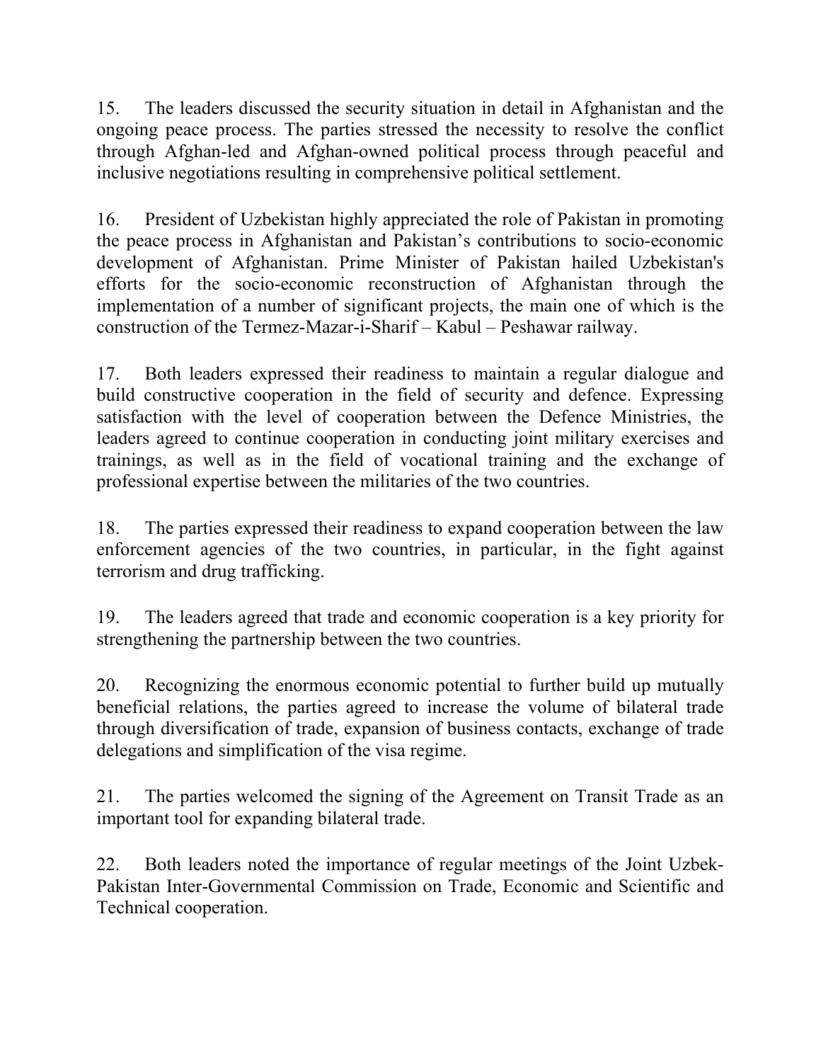15. The leaders discussed the security situation in detail in Afghanistan and the ongoing peace process. The parties stressed the necessity to resolve the conflict through Afghan-led and Afghan-owned political process through peaceful and inclusive negotiations resulting in comprehensive political settlement.

16. President of Uzbekistan highly appreciated the role of Pakistan in promoting the peace process in Afghanistan and Pakistan's contributions to socio-economic development of Afghanistan. Prime Minister of Pakistan hailed Uzbekistan's efforts for the socio-economic reconstruction of Afghanistan through the implementation of a number of significant projects, the main one of which is the construction of the Termez-Mazar-i-Sharif – Kabul – Peshawar railway.

17. Both leaders expressed their readiness to maintain a regular dialogue and build constructive cooperation in the field of security and defence. Expressing satisfaction with the level of cooperation between the Defence Ministries, the leaders agreed to continue cooperation in conducting joint military exercises and trainings, as well as in the field of vocational training and the exchange of professional expertise between the militaries of the two countries.

18. The parties expressed their readiness to expand cooperation between the law enforcement agencies of the two countries, in particular, in the fight against terrorism and drug trafficking.

19. The leaders agreed that trade and economic cooperation is a key priority for strengthening the partnership between the two countries.

20. Recognizing the enormous economic potential to further build up mutually beneficial relations, the parties agreed to increase the volume of bilateral trade through diversification of trade, expansion of business contacts, exchange of trade delegations and simplification of the visa regime.

21. The parties welcomed the signing of the Agreement on Transit Trade as an important tool for expanding bilateral trade.

22. Both leaders noted the importance of regular meetings of the Joint Uzbek-Pakistan Inter-Governmental Commission on Trade, Economic and Scientific and Technical cooperation.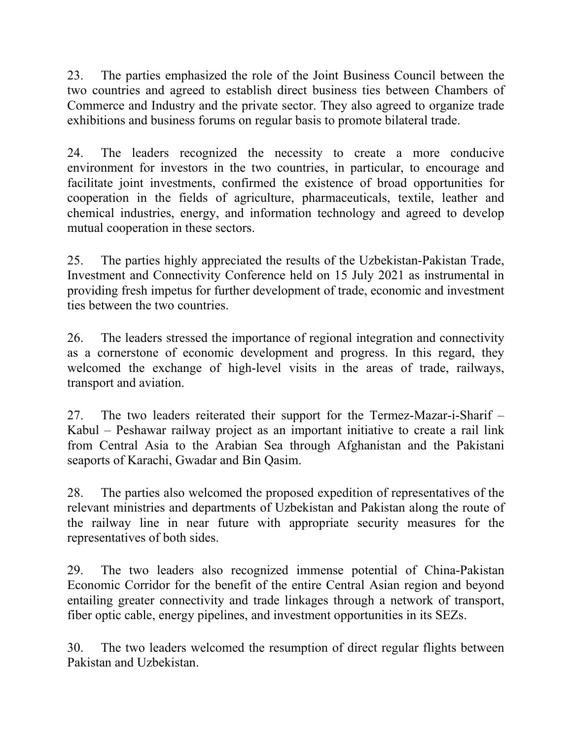23. The parties emphasized the role of the Joint Business Council between the two countries and agreed to establish direct business ties between Chambers of Commerce and Industry and the private sector. They also agreed to organize trade exhibitions and business forums on regular basis to promote bilateral trade.

24. The leaders recognized the necessity to create a more conducive environment for investors in the two countries, in particular, to encourage and facilitate joint investments, confirmed the existence of broad opportunities for cooperation in the fields of agriculture, pharmaceuticals, textile, leather and chemical industries, energy, and information technology and agreed to develop mutual cooperation in these sectors.

25. The parties highly appreciated the results of the Uzbekistan-Pakistan Trade, Investment and Connectivity Conference held on 15 July 2021 as instrumental in providing fresh impetus for further development of trade, economic and investment ties between the two countries.

26. The leaders stressed the importance of regional integration and connectivity as a cornerstone of economic development and progress. In this regard, they welcomed the exchange of high-level visits in the areas of trade, railways, transport and aviation.

27. The two leaders reiterated their support for the Termez-Mazar-i-Sharif – Kabul – Peshawar railway project as an important initiative to create a rail link from Central Asia to the Arabian Sea through Afghanistan and the Pakistani seaports of Karachi, Gwadar and Bin Qasim.

28. The parties also welcomed the proposed expedition of representatives of the relevant ministries and departments of Uzbekistan and Pakistan along the route of the railway line in near future with appropriate security measures for the representatives of both sides.

29. The two leaders also recognized immense potential of China-Pakistan Economic Corridor for the benefit of the entire Central Asian region and beyond entailing greater connectivity and trade linkages through a network of transport, fiber optic cable, energy pipelines, and investment opportunities in its SEZs.

30. The two leaders welcomed the resumption of direct regular flights between Pakistan and Uzbekistan.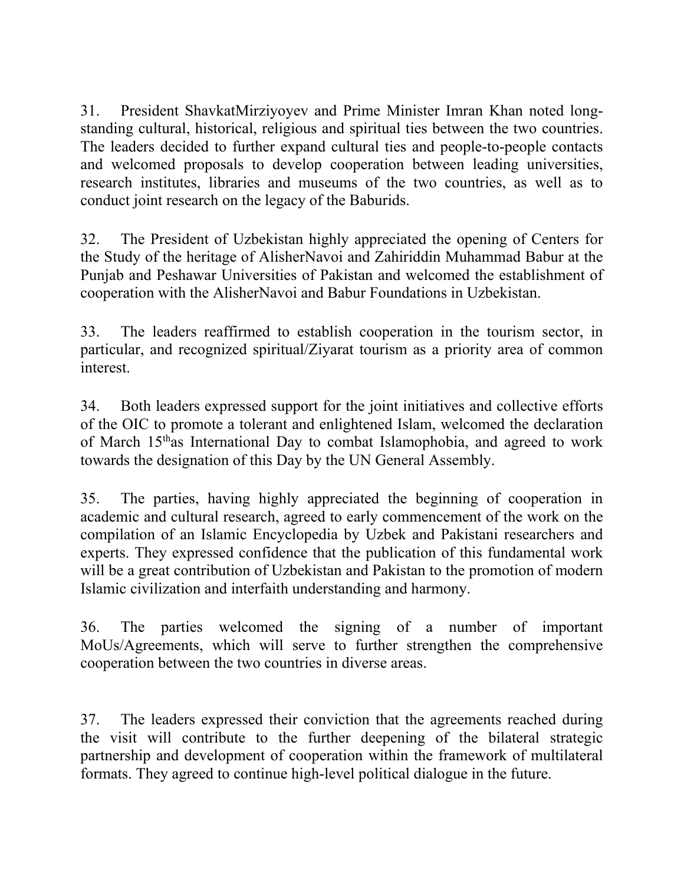31. President ShavkatMirziyoyev and Prime Minister Imran Khan noted long-standing cultural, historical, religious and spiritual ties between the two countries. The leaders decided to further expand cultural ties and people-to-people contacts and welcomed proposals to develop cooperation between leading universities, research institutes, libraries and museums of the two countries, as well as to conduct joint research on the legacy of the Baburids.

32. The President of Uzbekistan highly appreciated the opening of Centers for the Study of the heritage of AlisherNavoi and Zahiriddin Muhammad Babur at the Punjab and Peshawar Universities of Pakistan and welcomed the establishment of cooperation with the AlisherNavoi and Babur Foundations in Uzbekistan.

33. The leaders reaffirmed to establish cooperation in the tourism sector, in particular, and recognized spiritual/Ziyarat tourism as a priority area of common interest.

34. Both leaders expressed support for the joint initiatives and collective efforts of the OIC to promote a tolerant and enlightened Islam, welcomed the declaration of March 15thas International Day to combat Islamophobia, and agreed to work towards the designation of this Day by the UN General Assembly.

35. The parties, having highly appreciated the beginning of cooperation in academic and cultural research, agreed to early commencement of the work on the compilation of an Islamic Encyclopedia by Uzbek and Pakistani researchers and experts. They expressed confidence that the publication of this fundamental work will be a great contribution of Uzbekistan and Pakistan to the promotion of modern Islamic civilization and interfaith understanding and harmony.

36. The parties welcomed the signing of a number of important MoUs/Agreements, which will serve to further strengthen the comprehensive cooperation between the two countries in diverse areas.

37. The leaders expressed their conviction that the agreements reached during the visit will contribute to the further deepening of the bilateral strategic partnership and development of cooperation within the framework of multilateral formats. They agreed to continue high-level political dialogue in the future.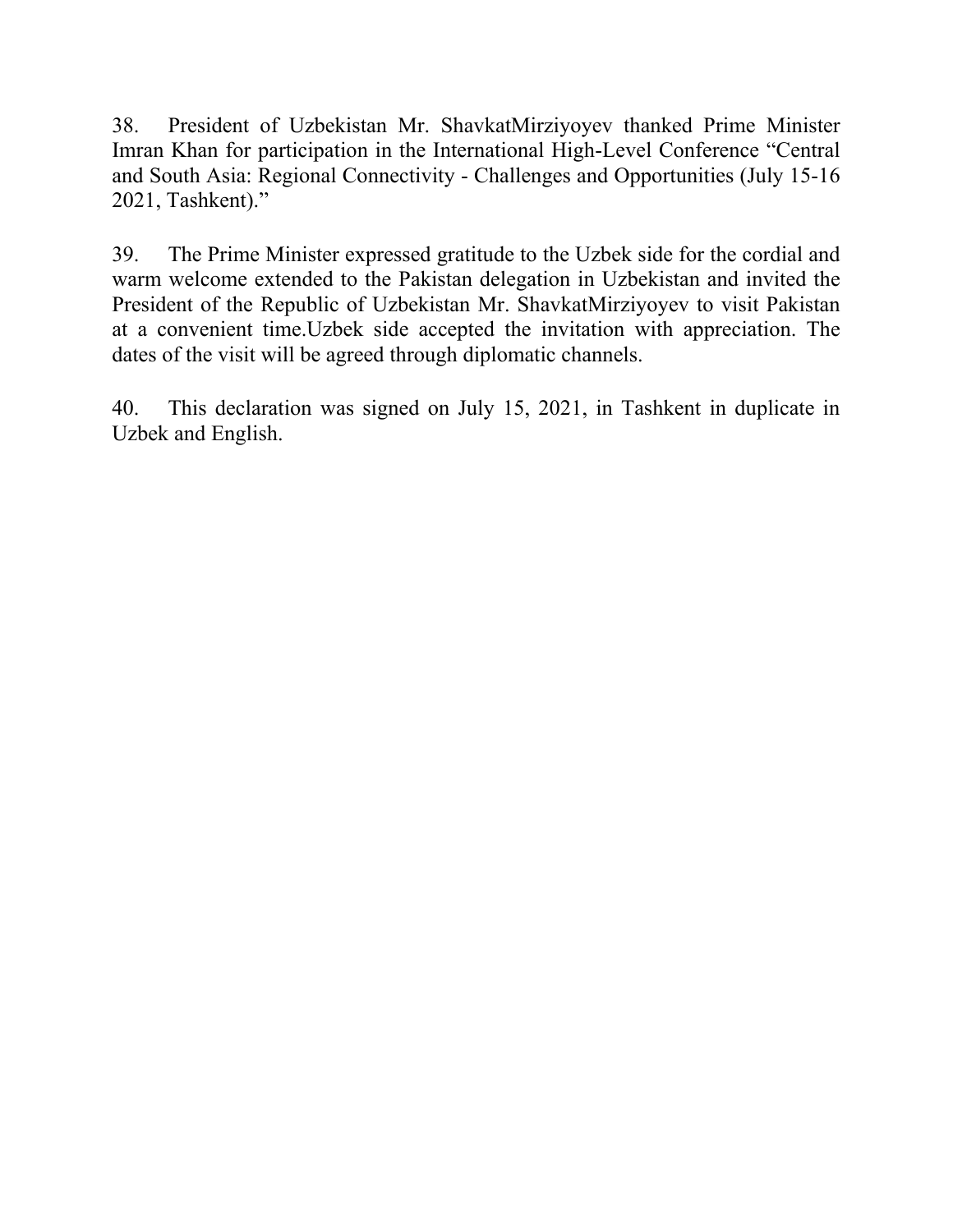38. President of Uzbekistan Mr. ShavkatMirziyoyev thanked Prime Minister Imran Khan for participation in the International High-Level Conference "Central and South Asia: Regional Connectivity - Challenges and Opportunities (July 15-16 2021, Tashkent)."

39. The Prime Minister expressed gratitude to the Uzbek side for the cordial and warm welcome extended to the Pakistan delegation in Uzbekistan and invited the President of the Republic of Uzbekistan Mr. ShavkatMirziyoyev to visit Pakistan at a convenient time.Uzbek side accepted the invitation with appreciation. The dates of the visit will be agreed through diplomatic channels.

40. This declaration was signed on July 15, 2021, in Tashkent in duplicate in Uzbek and English.